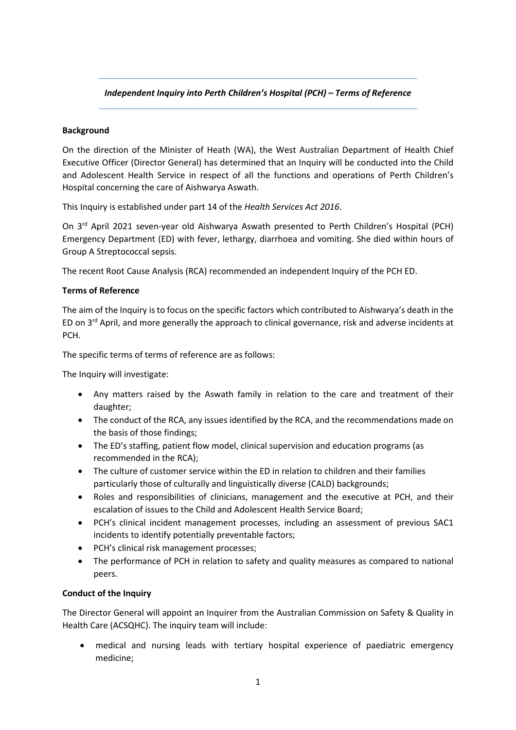*Independent Inquiry into Perth Children's Hospital (PCH) – Terms of Reference*

**Background**

On the direction of the Minister of Heath (WA), the West Australian Department of Health Chief Executive Officer (Director General) has determined that an Inquiry will be conducted into the Child and Adolescent Health Service in respect of all the functions and operations of Perth Children's Hospital concerning the care of Aishwarya Aswath.

This Inquiry is established under part 14 of the *Health Services Act 2016*.

On 3rd April 2021 seven-year old Aishwarya Aswath presented to Perth Children's Hospital (PCH) Emergency Department (ED) with fever, lethargy, diarrhoea and vomiting. She died within hours of Group A Streptococcal sepsis.

The recent Root Cause Analysis (RCA) recommended an independent Inquiry of the PCH ED.

**Terms of Reference**

The aim of the Inquiry is to focus on the specific factors which contributed to Aishwarya's death in the ED on 3rd April, and more generally the approach to clinical governance, risk and adverse incidents at PCH.

The specific terms of terms of reference are as follows:

The Inquiry will investigate:

- Any matters raised by the Aswath family in relation to the care and treatment of their daughter;
- The conduct of the RCA, any issues identified by the RCA, and the recommendations made on the basis of those findings;
- The ED's staffing, patient flow model, clinical supervision and education programs (as recommended in the RCA);
- The culture of customer service within the ED in relation to children and their families particularly those of culturally and linguistically diverse (CALD) backgrounds;
- Roles and responsibilities of clinicians, management and the executive at PCH, and their escalation of issues to the Child and Adolescent Health Service Board;
- PCH's clinical incident management processes, including an assessment of previous SAC1 incidents to identify potentially preventable factors;
- PCH's clinical risk management processes;
- The performance of PCH in relation to safety and quality measures as compared to national peers.

**Conduct of the Inquiry**

The Director General will appoint an Inquirer from the Australian Commission on Safety & Quality in Health Care (ACSQHC). The inquiry team will include:

- medical and nursing leads with tertiary hospital experience of paediatric emergency medicine;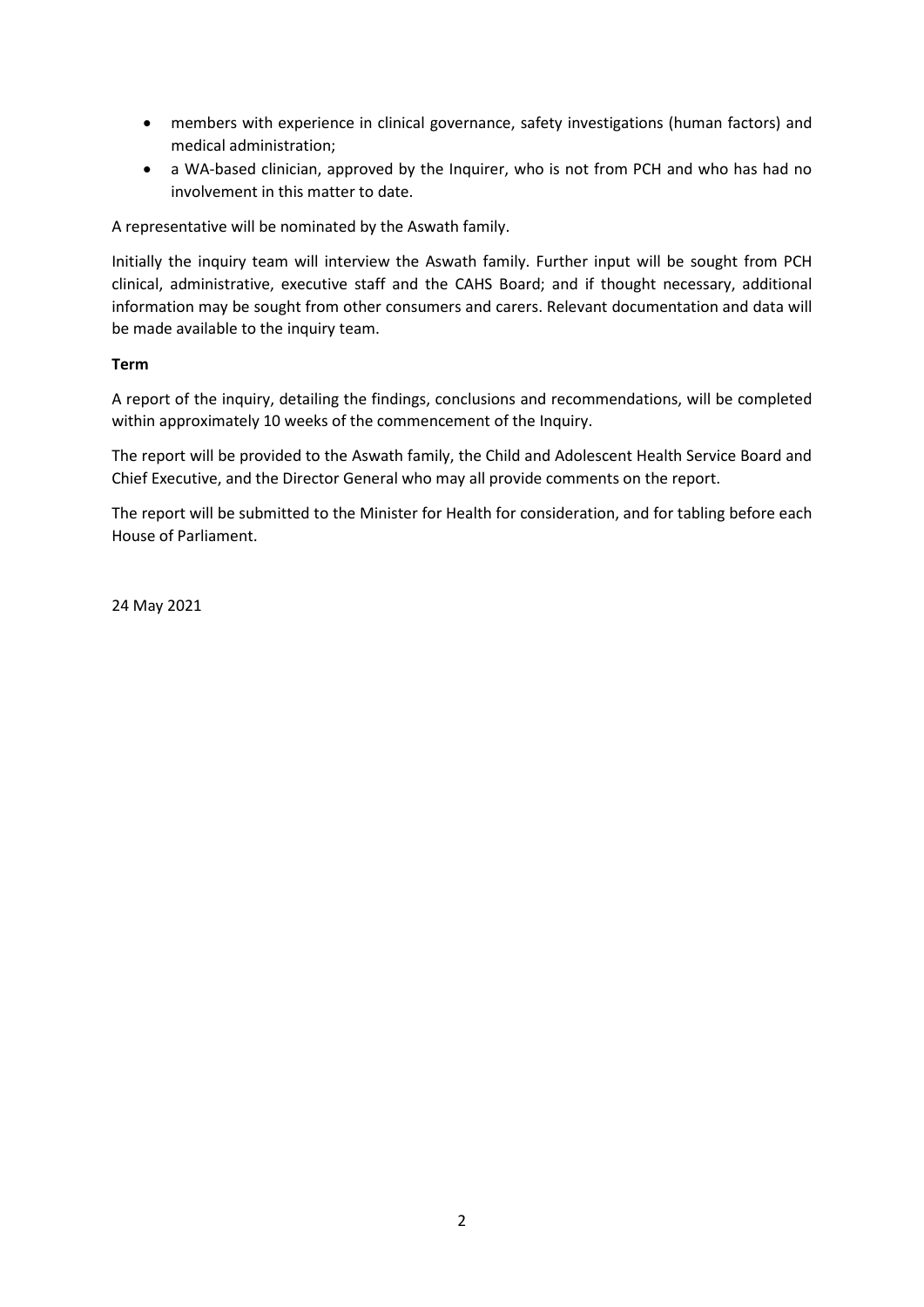- members with experience in clinical governance, safety investigations (human factors) and medical administration;
- a WA-based clinician, approved by the Inquirer, who is not from PCH and who has had no involvement in this matter to date.

A representative will be nominated by the Aswath family.

Initially the inquiry team will interview the Aswath family. Further input will be sought from PCH clinical, administrative, executive staff and the CAHS Board; and if thought necessary, additional information may be sought from other consumers and carers. Relevant documentation and data will be made available to the inquiry team.

**Term**

A report of the inquiry, detailing the findings, conclusions and recommendations, will be completed within approximately 10 weeks of the commencement of the Inquiry.

The report will be provided to the Aswath family, the Child and Adolescent Health Service Board and Chief Executive, and the Director General who may all provide comments on the report.

The report will be submitted to the Minister for Health for consideration, and for tabling before each House of Parliament.

24 May 2021